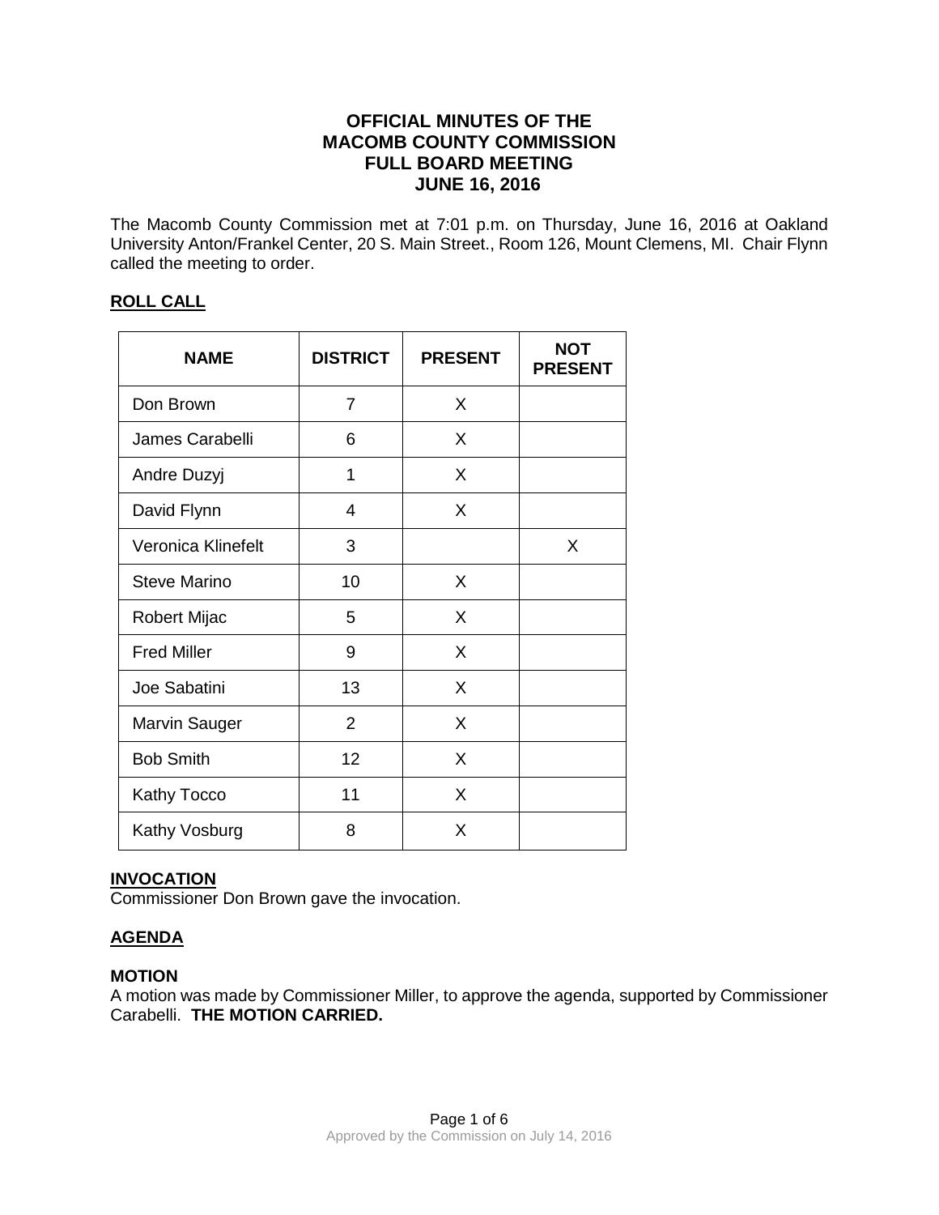# OFFICIAL MINUTES OF THE MACOMB COUNTY COMMISSION FULL BOARD MEETING JUNE 16, 2016

The Macomb County Commission met at 7:01 p.m. on Thursday, June 16, 2016 at Oakland University Anton/Frankel Center, 20 S. Main Street., Room 126, Mount Clemens, MI. Chair Flynn called the meeting to order.

## ROLL CALL

| NAME | DISTRICT | PRESENT | NOT PRESENT |
|---|---|---|---|
| Don Brown | 7 | X | |
| James Carabelli | 6 | X | |
| Andre Duzyj | 1 | X | |
| David Flynn | 4 | X | |
| Veronica Klinefelt | 3 | | X |
| Steve Marino | 10 | X | |
| Robert Mijac | 5 | X | |
| Fred Miller | 9 | X | |
| Joe Sabatini | 13 | X | |
| Marvin Sauger | 2 | X | |
| Bob Smith | 12 | X | |
| Kathy Tocco | 11 | X | |
| Kathy Vosburg | 8 | X | |

## INVOCATION

Commissioner Don Brown gave the invocation.

## AGENDA

**MOTION**

A motion was made by Commissioner Miller, to approve the agenda, supported by Commissioner Carabelli. **THE MOTION CARRIED.**

Approved by the Commission on July 14, 2016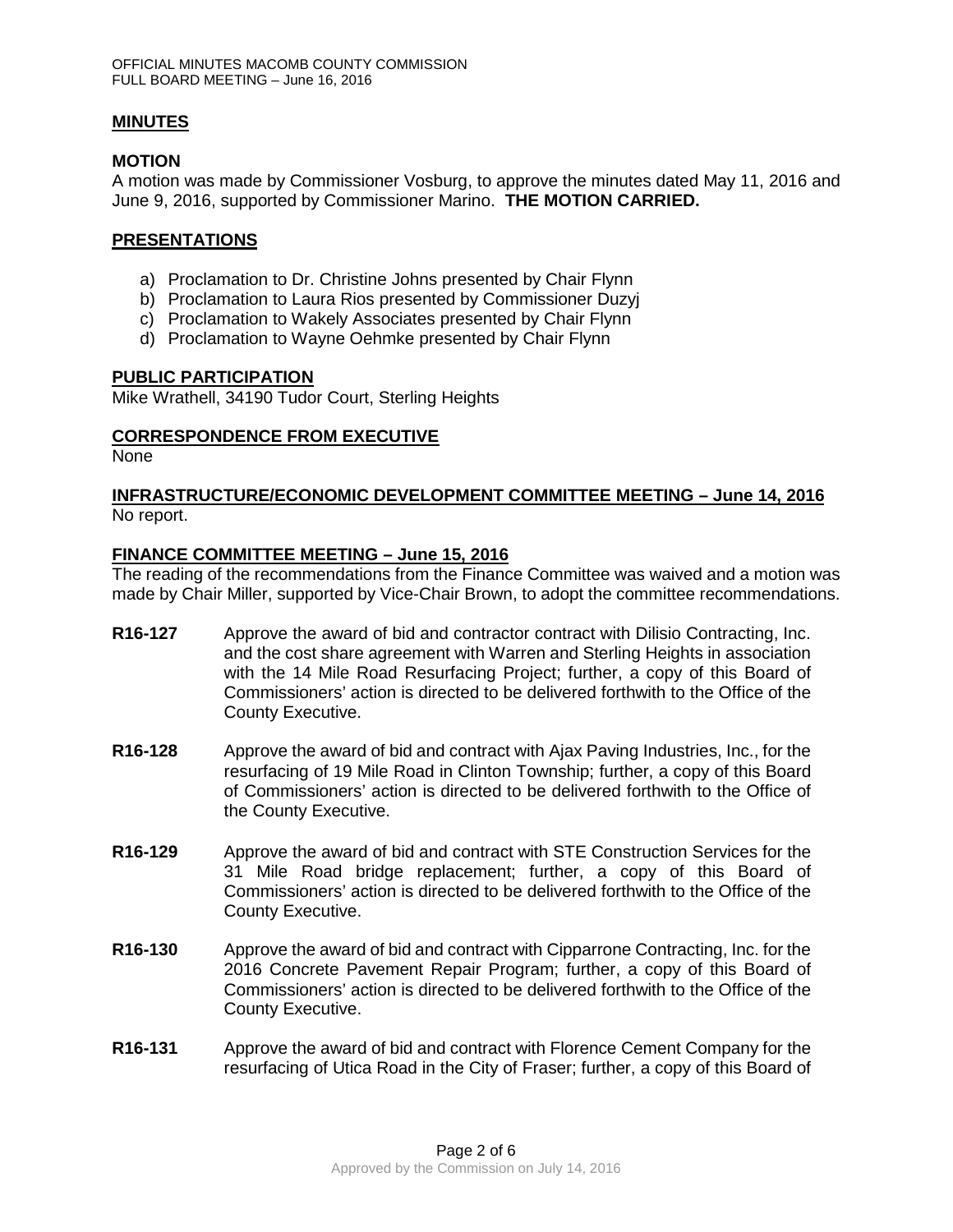## MINUTES

### MOTION

A motion was made by Commissioner Vosburg, to approve the minutes dated May 11, 2016 and June 9, 2016, supported by Commissioner Marino. **THE MOTION CARRIED.**

## PRESENTATIONS

a) Proclamation to Dr. Christine Johns presented by Chair Flynn
b) Proclamation to Laura Rios presented by Commissioner Duzyj
c) Proclamation to Wakely Associates presented by Chair Flynn
d) Proclamation to Wayne Oehmke presented by Chair Flynn

## PUBLIC PARTICIPATION

Mike Wrathell, 34190 Tudor Court, Sterling Heights

## CORRESPONDENCE FROM EXECUTIVE

None

## INFRASTRUCTURE/ECONOMIC DEVELOPMENT COMMITTEE MEETING – June 14, 2016

No report.

## FINANCE COMMITTEE MEETING – June 15, 2016

The reading of the recommendations from the Finance Committee was waived and a motion was made by Chair Miller, supported by Vice-Chair Brown, to adopt the committee recommendations.

**R16-127** Approve the award of bid and contractor contract with Dilisio Contracting, Inc. and the cost share agreement with Warren and Sterling Heights in association with the 14 Mile Road Resurfacing Project; further, a copy of this Board of Commissioners' action is directed to be delivered forthwith to the Office of the County Executive.

**R16-128** Approve the award of bid and contract with Ajax Paving Industries, Inc., for the resurfacing of 19 Mile Road in Clinton Township; further, a copy of this Board of Commissioners' action is directed to be delivered forthwith to the Office of the County Executive.

**R16-129** Approve the award of bid and contract with STE Construction Services for the 31 Mile Road bridge replacement; further, a copy of this Board of Commissioners' action is directed to be delivered forthwith to the Office of the County Executive.

**R16-130** Approve the award of bid and contract with Cipparrone Contracting, Inc. for the 2016 Concrete Pavement Repair Program; further, a copy of this Board of Commissioners' action is directed to be delivered forthwith to the Office of the County Executive.

**R16-131** Approve the award of bid and contract with Florence Cement Company for the resurfacing of Utica Road in the City of Fraser; further, a copy of this Board of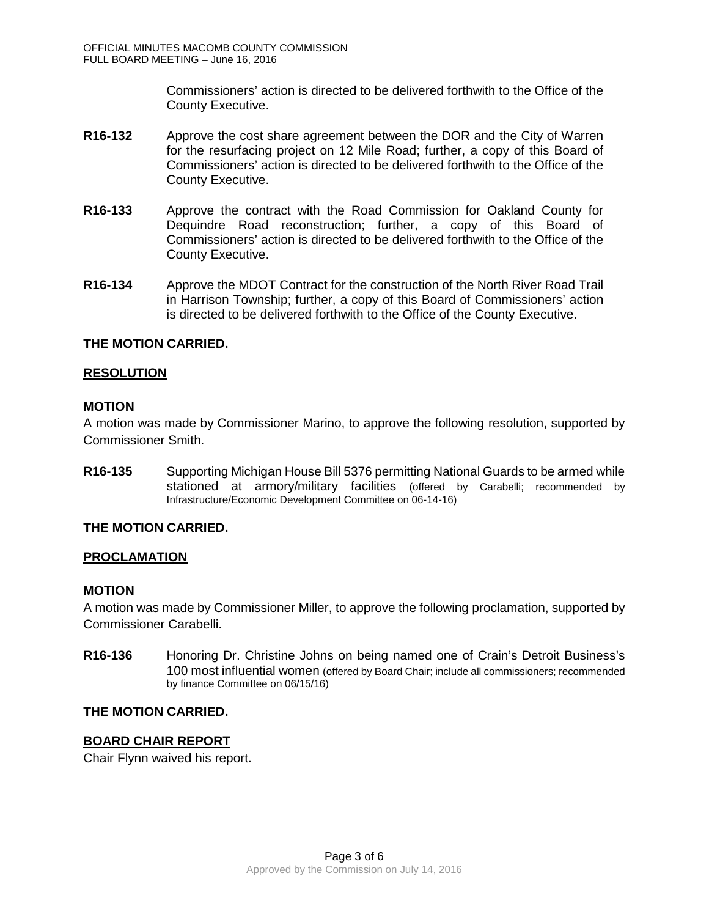Commissioners' action is directed to be delivered forthwith to the Office of the County Executive.

**R16-132** Approve the cost share agreement between the DOR and the City of Warren for the resurfacing project on 12 Mile Road; further, a copy of this Board of Commissioners' action is directed to be delivered forthwith to the Office of the County Executive.

**R16-133** Approve the contract with the Road Commission for Oakland County for Dequindre Road reconstruction; further, a copy of this Board of Commissioners' action is directed to be delivered forthwith to the Office of the County Executive.

**R16-134** Approve the MDOT Contract for the construction of the North River Road Trail in Harrison Township; further, a copy of this Board of Commissioners' action is directed to be delivered forthwith to the Office of the County Executive.

**THE MOTION CARRIED.**

**RESOLUTION**

**MOTION**

A motion was made by Commissioner Marino, to approve the following resolution, supported by Commissioner Smith.

**R16-135** Supporting Michigan House Bill 5376 permitting National Guards to be armed while stationed at armory/military facilities (offered by Carabelli; recommended by Infrastructure/Economic Development Committee on 06-14-16)

**THE MOTION CARRIED.**

**PROCLAMATION**

**MOTION**

A motion was made by Commissioner Miller, to approve the following proclamation, supported by Commissioner Carabelli.

**R16-136** Honoring Dr. Christine Johns on being named one of Crain's Detroit Business's 100 most influential women (offered by Board Chair; include all commissioners; recommended by finance Committee on 06/15/16)

**THE MOTION CARRIED.**

**BOARD CHAIR REPORT**

Chair Flynn waived his report.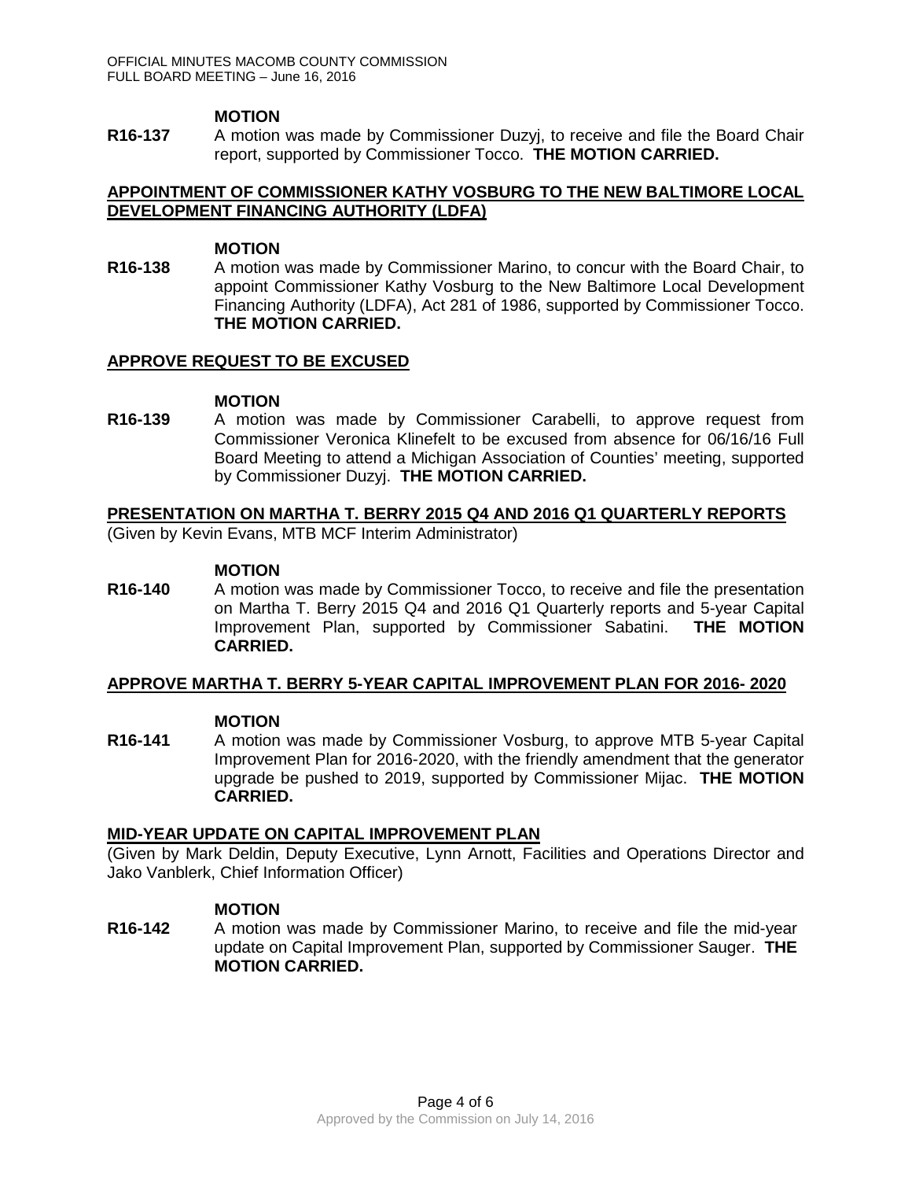**MOTION**

**R16-137** A motion was made by Commissioner Duzyj, to receive and file the Board Chair report, supported by Commissioner Tocco. **THE MOTION CARRIED.**

**APPOINTMENT OF COMMISSIONER KATHY VOSBURG TO THE NEW BALTIMORE LOCAL DEVELOPMENT FINANCING AUTHORITY (LDFA)**

**MOTION**

**R16-138** A motion was made by Commissioner Marino, to concur with the Board Chair, to appoint Commissioner Kathy Vosburg to the New Baltimore Local Development Financing Authority (LDFA), Act 281 of 1986, supported by Commissioner Tocco. **THE MOTION CARRIED.**

**APPROVE REQUEST TO BE EXCUSED**

**MOTION**

**R16-139** A motion was made by Commissioner Carabelli, to approve request from Commissioner Veronica Klinefelt to be excused from absence for 06/16/16 Full Board Meeting to attend a Michigan Association of Counties' meeting, supported by Commissioner Duzyj. **THE MOTION CARRIED.**

**PRESENTATION ON MARTHA T. BERRY 2015 Q4 AND 2016 Q1 QUARTERLY REPORTS**

(Given by Kevin Evans, MTB MCF Interim Administrator)

**MOTION**

**R16-140** A motion was made by Commissioner Tocco, to receive and file the presentation on Martha T. Berry 2015 Q4 and 2016 Q1 Quarterly reports and 5-year Capital Improvement Plan, supported by Commissioner Sabatini. **THE MOTION CARRIED.**

**APPROVE MARTHA T. BERRY 5-YEAR CAPITAL IMPROVEMENT PLAN FOR 2016- 2020**

**MOTION**

**R16-141** A motion was made by Commissioner Vosburg, to approve MTB 5-year Capital Improvement Plan for 2016-2020, with the friendly amendment that the generator upgrade be pushed to 2019, supported by Commissioner Mijac. **THE MOTION CARRIED.**

**MID-YEAR UPDATE ON CAPITAL IMPROVEMENT PLAN**

(Given by Mark Deldin, Deputy Executive, Lynn Arnott, Facilities and Operations Director and Jako Vanblerk, Chief Information Officer)

**MOTION**

**R16-142** A motion was made by Commissioner Marino, to receive and file the mid-year update on Capital Improvement Plan, supported by Commissioner Sauger. **THE MOTION CARRIED.**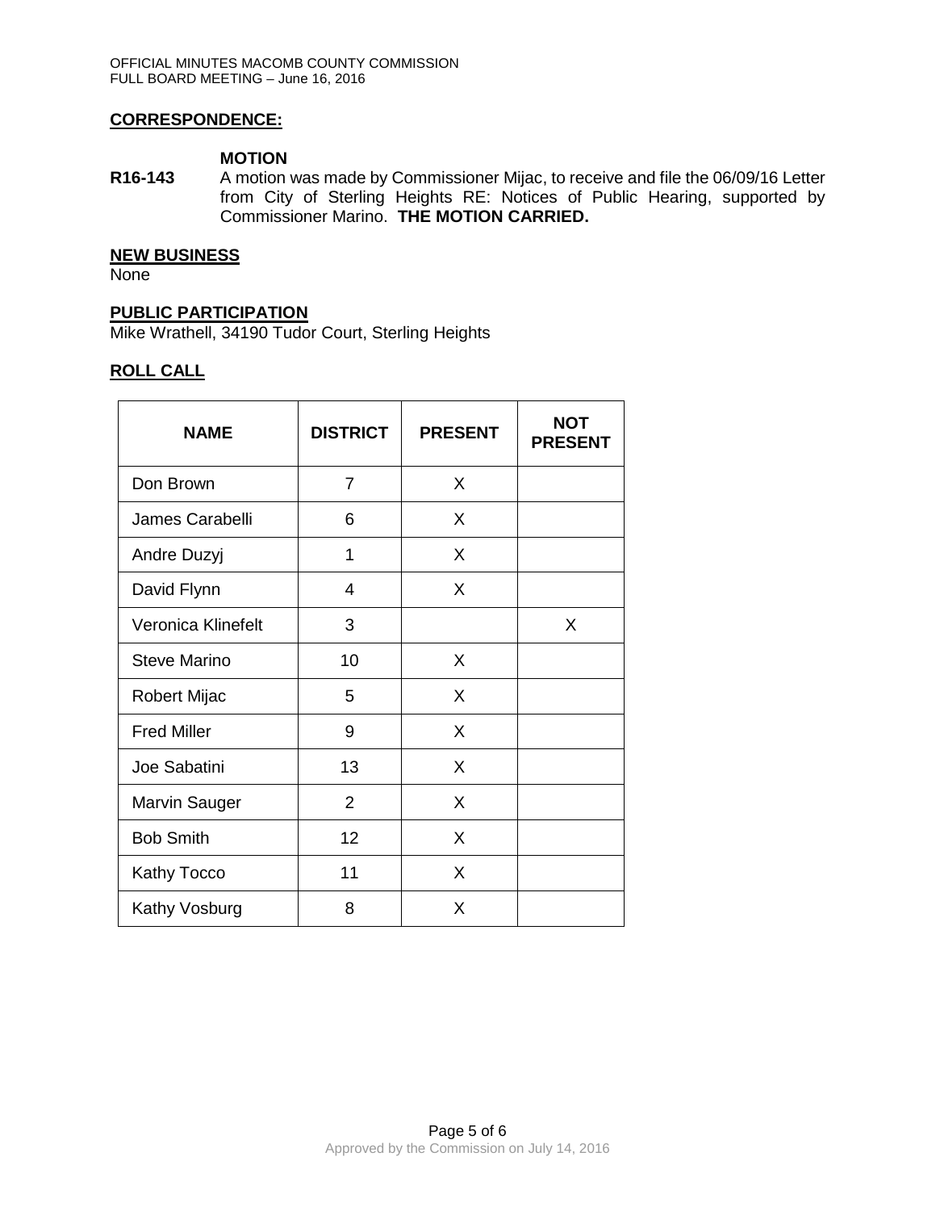## CORRESPONDENCE:

**MOTION**

**R16-143** A motion was made by Commissioner Mijac, to receive and file the 06/09/16 Letter from City of Sterling Heights RE: Notices of Public Hearing, supported by Commissioner Marino. **THE MOTION CARRIED.**

## NEW BUSINESS

None

## PUBLIC PARTICIPATION

Mike Wrathell, 34190 Tudor Court, Sterling Heights

## ROLL CALL

| NAME | DISTRICT | PRESENT | NOT PRESENT |
|---|---|---|---|
| Don Brown | 7 | X | |
| James Carabelli | 6 | X | |
| Andre Duzyj | 1 | X | |
| David Flynn | 4 | X | |
| Veronica Klinefelt | 3 | | X |
| Steve Marino | 10 | X | |
| Robert Mijac | 5 | X | |
| Fred Miller | 9 | X | |
| Joe Sabatini | 13 | X | |
| Marvin Sauger | 2 | X | |
| Bob Smith | 12 | X | |
| Kathy Tocco | 11 | X | |
| Kathy Vosburg | 8 | X | |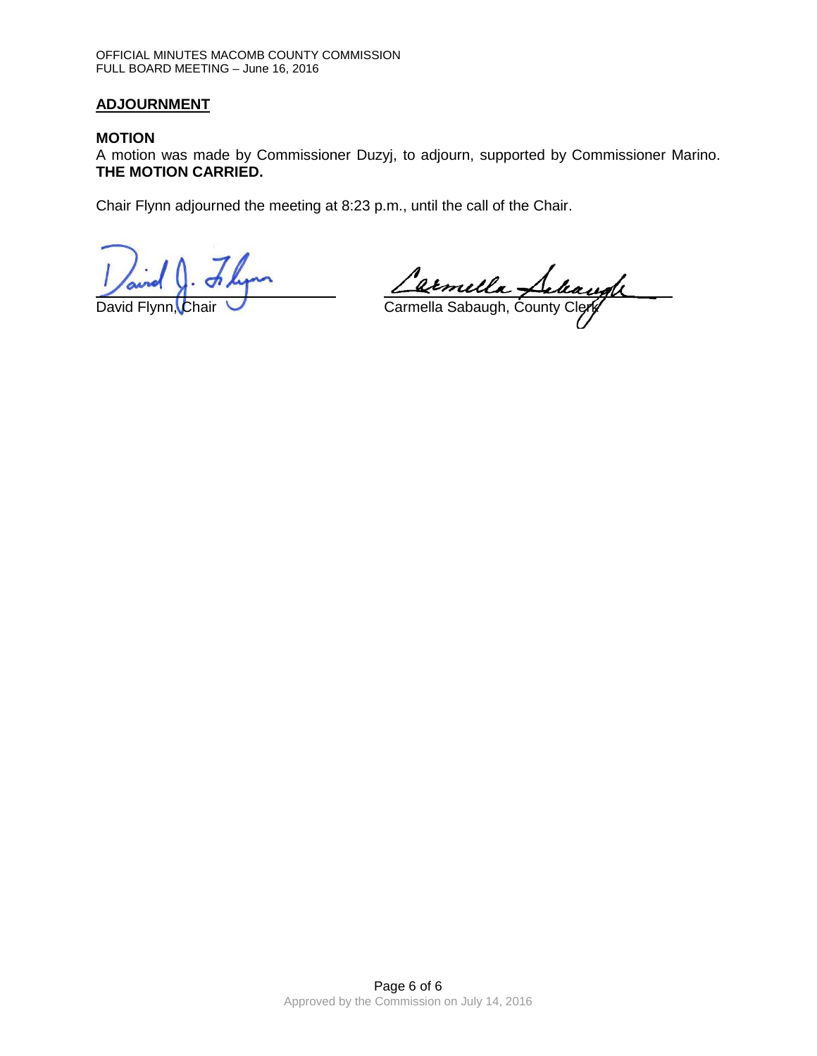## ADJOURNMENT

**MOTION**
A motion was made by Commissioner Duzyj, to adjourn, supported by Commissioner Marino. **THE MOTION CARRIED.**

Chair Flynn adjourned the meeting at 8:23 p.m., until the call of the Chair.

David Flynn, Chair

Carmella Sabaugh, County Clerk

Approved by the Commission on July 14, 2016